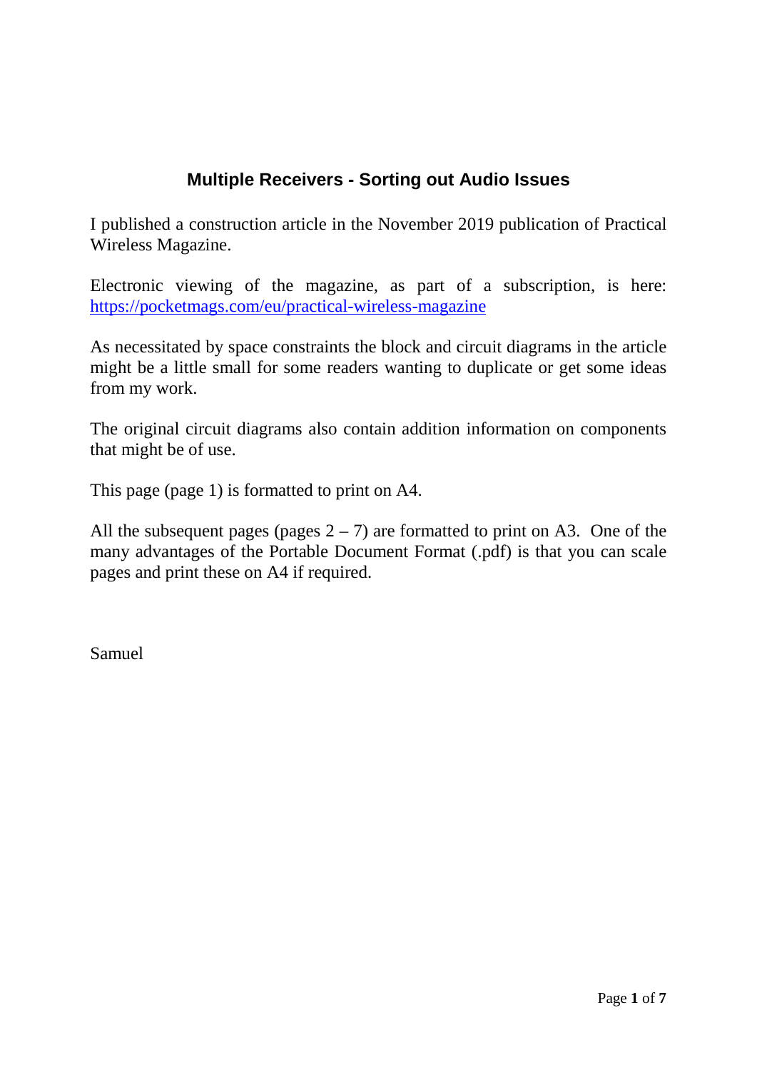# Multiple Receivers - Sorting out Audio Issues

I published a construction article in the November 2019 publication of Practical Wireless Magazine.

Electronic viewing of the magazine, as part of a subscription, is here: [https://pocketmags.com/eu/practical-wireless-magazine](https://pocketmags.com/eu/practical-wireless-magazine)

As necessitated by space constraints the block and circuit diagrams in the article might be a little small for some readers wanting to duplicate or get some ideas from my work.

The original circuit diagrams also contain addition information on components that might be of use.

This page (page 1) is formatted to print on A4.

All the subsequent pages (pages 2 – 7) are formatted to print on A3. One of the many advantages of the Portable Document Format (.pdf) is that you can scale pages and print these on A4 if required.

Samuel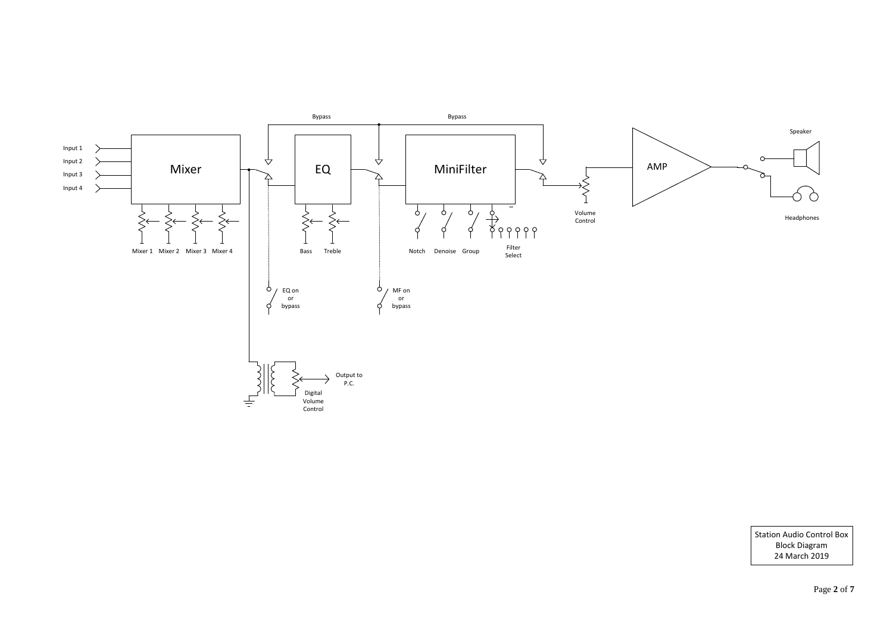Input 1
Input 2
Input 3
Input 4

Mixer

Mixer 1 Mixer 2 Mixer 3 Mixer 4

Bypass

Bypass

EQ

Bass Treble

EQ on or bypass

MiniFilter

Notch Denoise Group

Filter Select

MF on or bypass

Volume Control

AMP

Speaker

Headphones

Output to P.C.

Digital Volume Control

Station Audio Control Box
Block Diagram
24 March 2019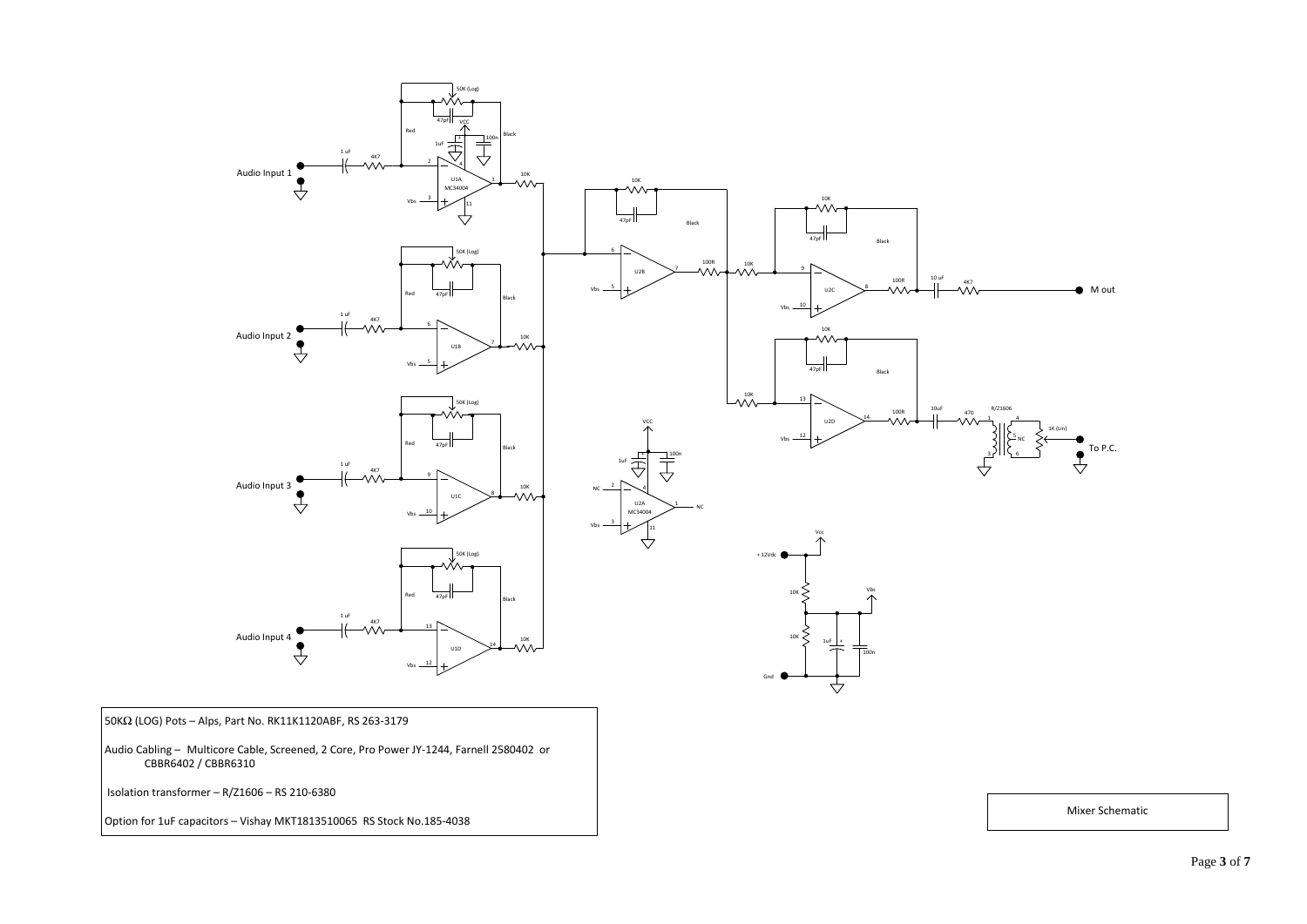50KΩ (LOG) Pots – Alps, Part No. RK11K1120ABF, RS 263-3179

Audio Cabling – Multicore Cable, Screened, 2 Core, Pro Power JY-1244, Farnell 2580402 or CBBR6402 / CBBR6310

Isolation transformer – R/Z1606 – RS 210-6380

Option for 1uF capacitors – Vishay MKT1813510065 RS Stock No.185-4038

Mixer Schematic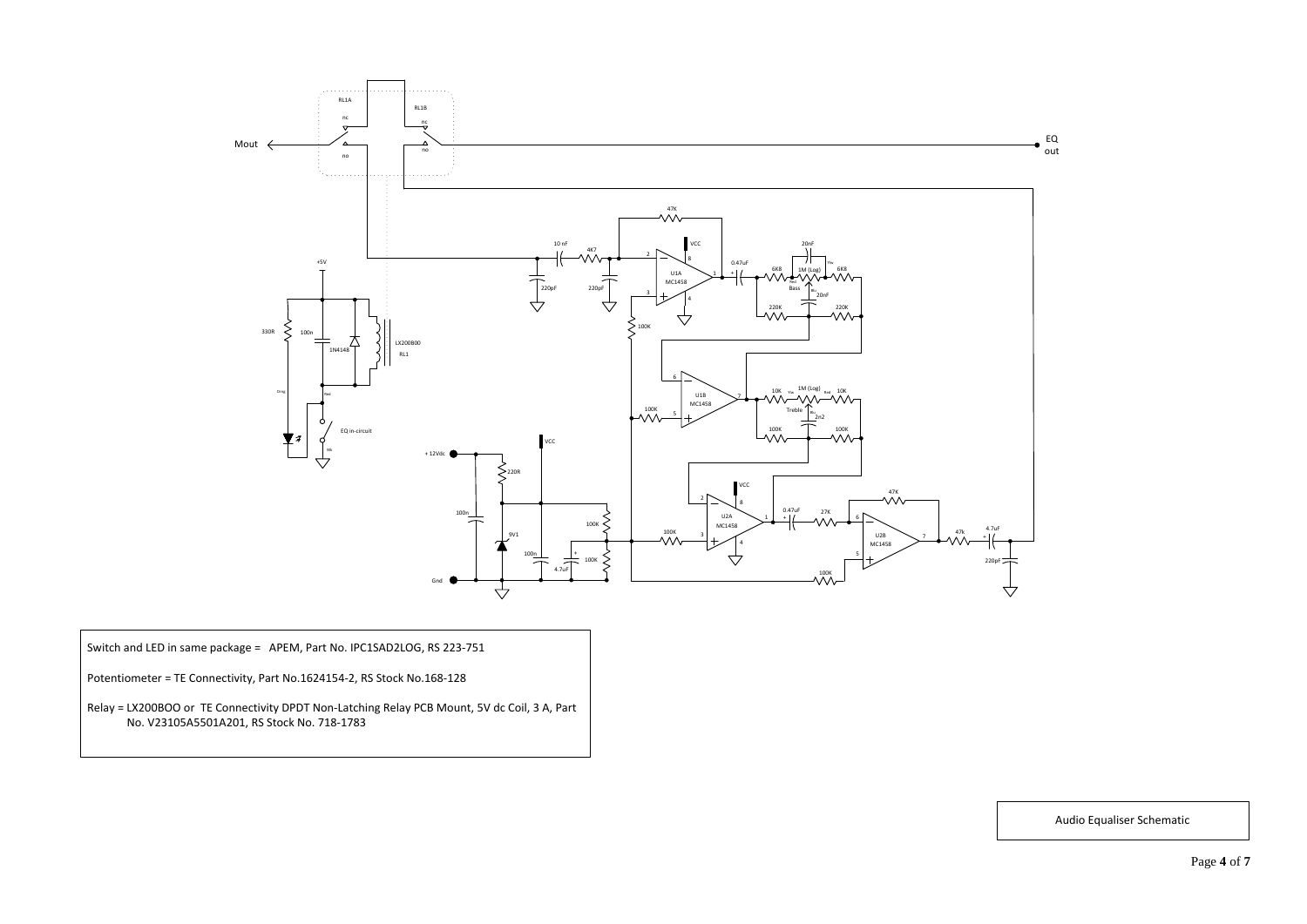Switch and LED in same package = APEM, Part No. IPC1SAD2LOG, RS 223-751

Potentiometer = TE Connectivity, Part No.1624154-2, RS Stock No.168-128

Relay = LX200BOO or TE Connectivity DPDT Non-Latching Relay PCB Mount, 5V dc Coil, 3 A, Part No. V23105A5501A201, RS Stock No. 718-1783

Audio Equaliser Schematic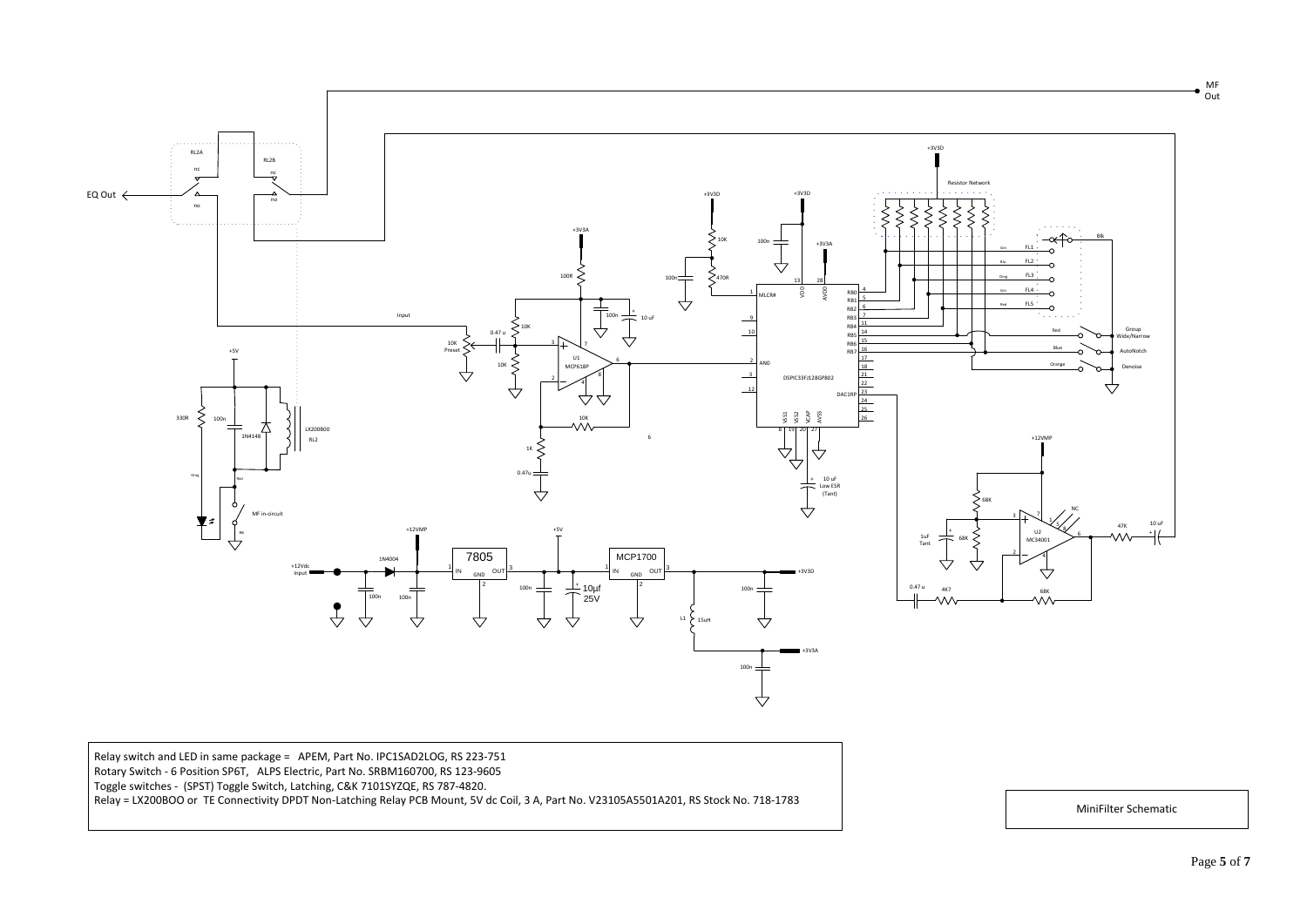Relay switch and LED in same package = APEM, Part No. IPC1SAD2LOG, RS 223-751
Rotary Switch - 6 Position SP6T, ALPS Electric, Part No. SRBM160700, RS 123-9605
Toggle switches - (SPST) Toggle Switch, Latching, C&K 7101SYZQE, RS 787-4820.
Relay = LX200BOO or TE Connectivity DPDT Non-Latching Relay PCB Mount, 5V dc Coil, 3 A, Part No. V23105A5501A201, RS Stock No. 718-1783

MiniFilter Schematic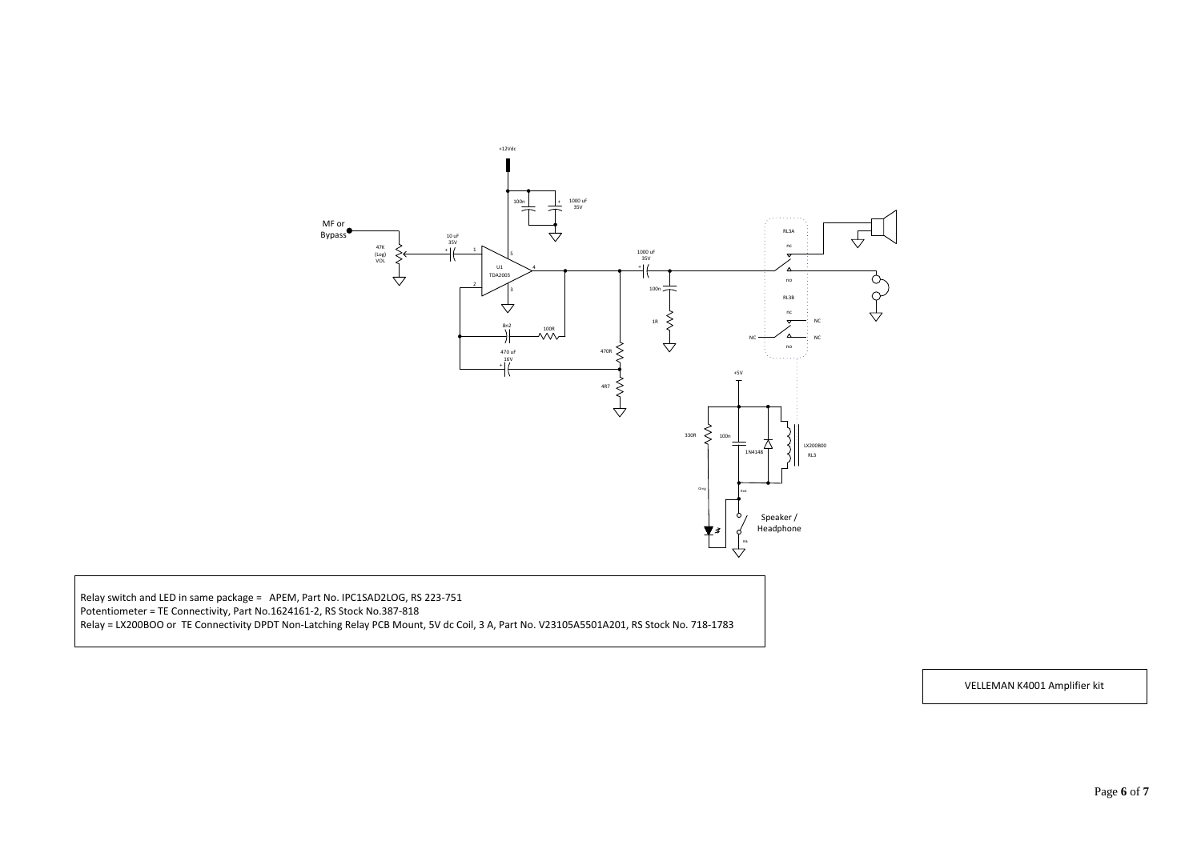Relay switch and LED in same package = APEM, Part No. IPC1SAD2LOG, RS 223-751

Potentiometer = TE Connectivity, Part No.1624161-2, RS Stock No.387-818

Relay = LX200BOO or TE Connectivity DPDT Non-Latching Relay PCB Mount, 5V dc Coil, 3 A, Part No. V23105A5501A201, RS Stock No. 718-1783

VELLEMAN K4001 Amplifier kit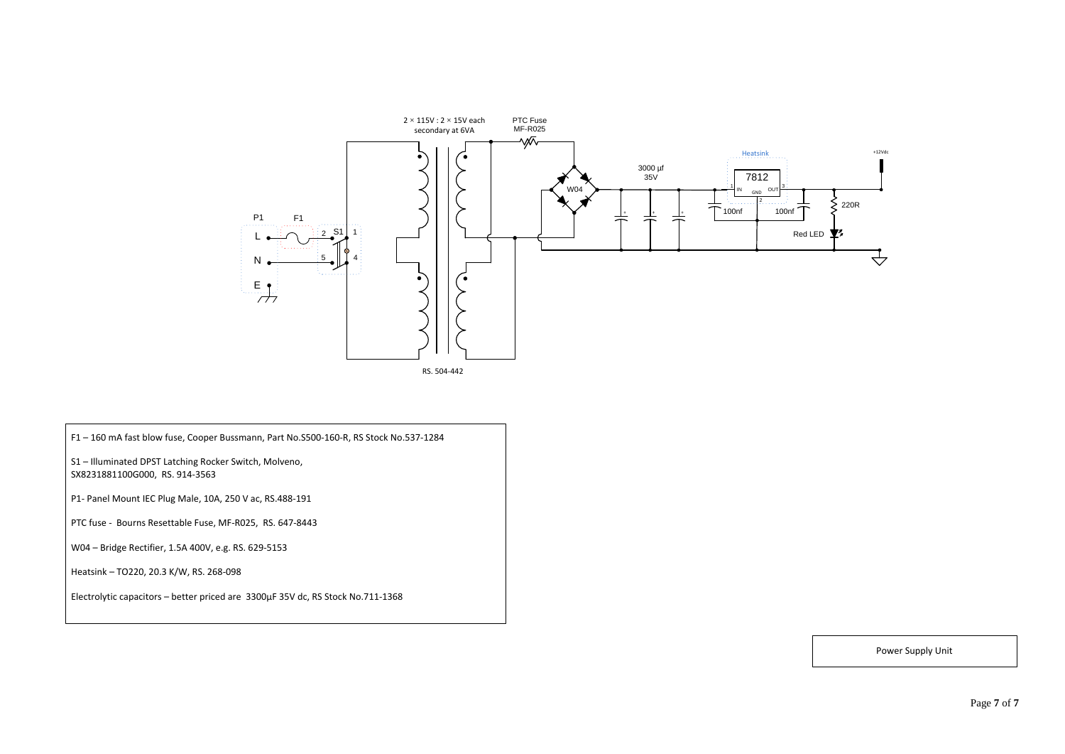2 × 115V : 2 × 15V each secondary at 6VA

PTC Fuse
MF-R025

W04

3000 µf
35V

Heatsink

7812

IN
GND
OUT

100nf

100nf

220R

Red LED

+12Vdc

P1

F1

L

N

E

S1

RS. 504-442

F1 – 160 mA fast blow fuse, Cooper Bussmann, Part No.S500-160-R, RS Stock No.537-1284

S1 – Illuminated DPST Latching Rocker Switch, Molveno, SX8231881100G000, RS. 914-3563

P1- Panel Mount IEC Plug Male, 10A, 250 V ac, RS.488-191

PTC fuse - Bourns Resettable Fuse, MF-R025, RS. 647-8443

W04 – Bridge Rectifier, 1.5A 400V, e.g. RS. 629-5153

Heatsink – TO220, 20.3 K/W, RS. 268-098

Electrolytic capacitors – better priced are 3300µF 35V dc, RS Stock No.711-1368

Power Supply Unit